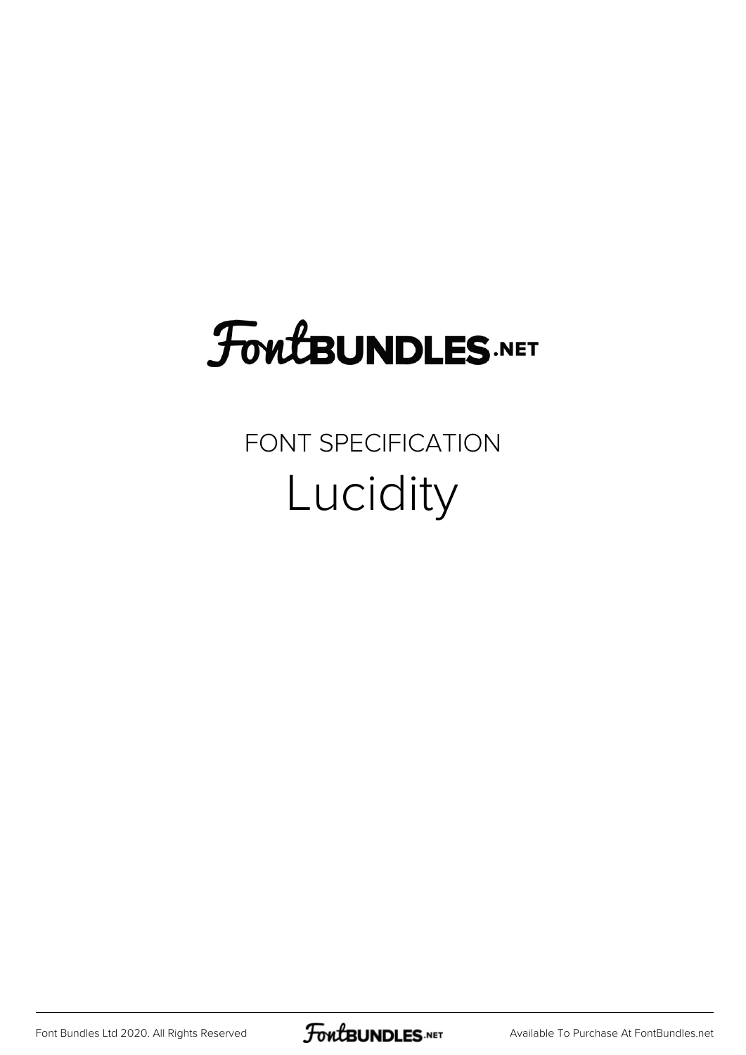FontBUNDLES.NET

FONT SPECIFICATION

# Lucidity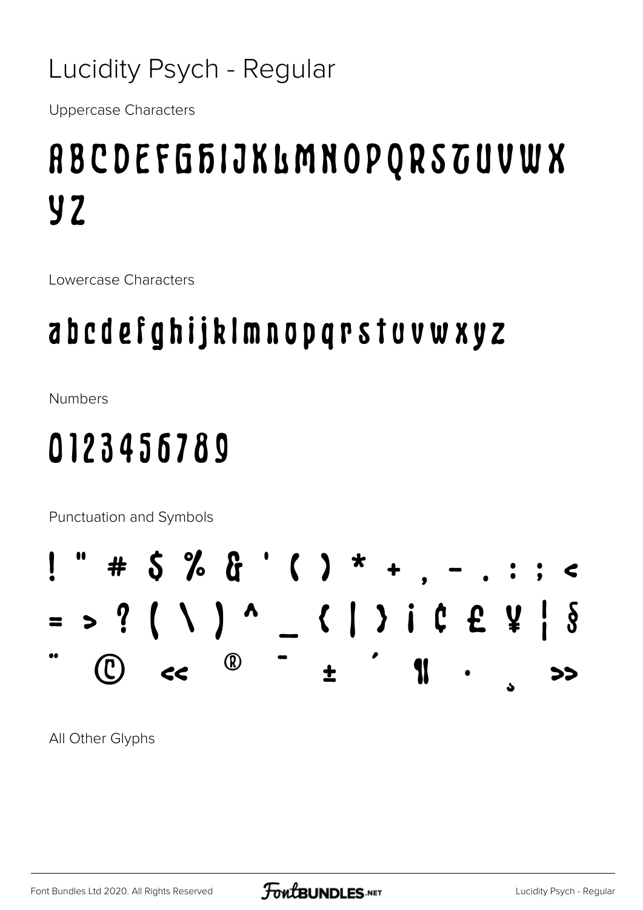# Lucidity Psych - Regular

Uppercase Characters

ABCDEFGHIJKLMNOPQRSTUVWX
YZ

Lowercase Characters

abcdefghijklmnopqrstuvwxyz

Numbers

0123456789

Punctuation and Symbols

! " # $ % & ' ( ) * + , - . : ; <
= > ? [ \ ] ^ _ { | } ¡ ¢ £ ¥ ¦ §
¨ © « ® ¯ ± ´ ¶ · ¸ »

All Other Glyphs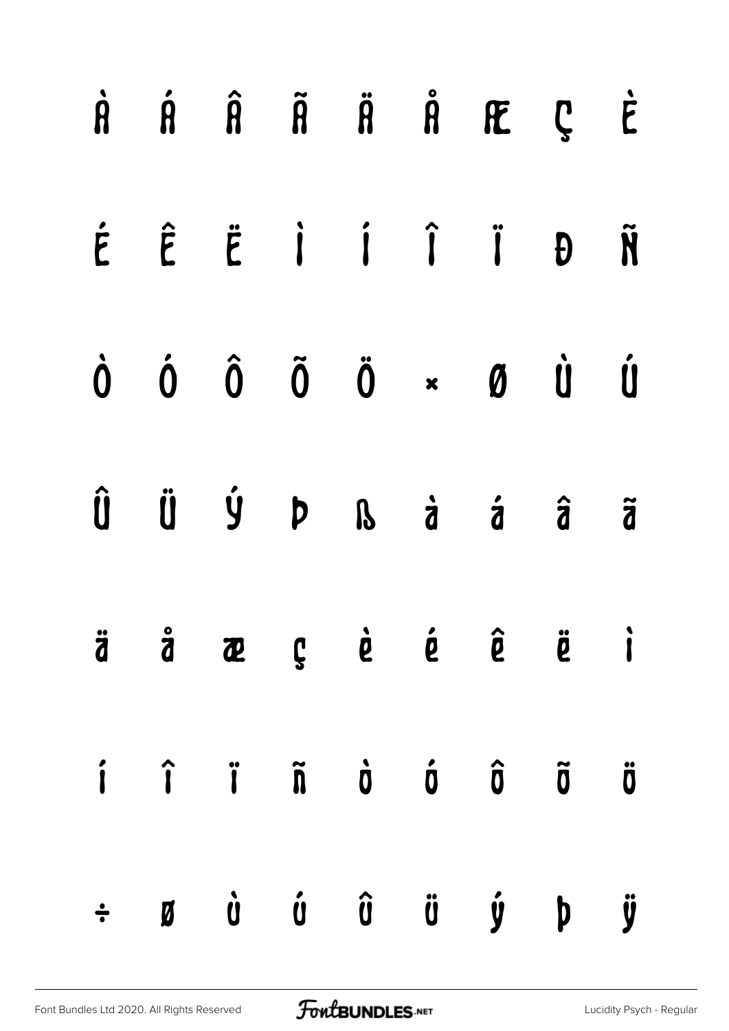À Á Â Ã Ä Å Æ Ç È

É Ê Ë Ì Í Î Ï Ð Ñ

Ò Ó Ô Õ Ö × Ø Ù Ú

Û Ü Ý Þ ß à á â ã

ä å æ ç è é ê ë ì

í î ï ñ ò ó ô õ ö

÷ ø ù ú û ü ý þ ÿ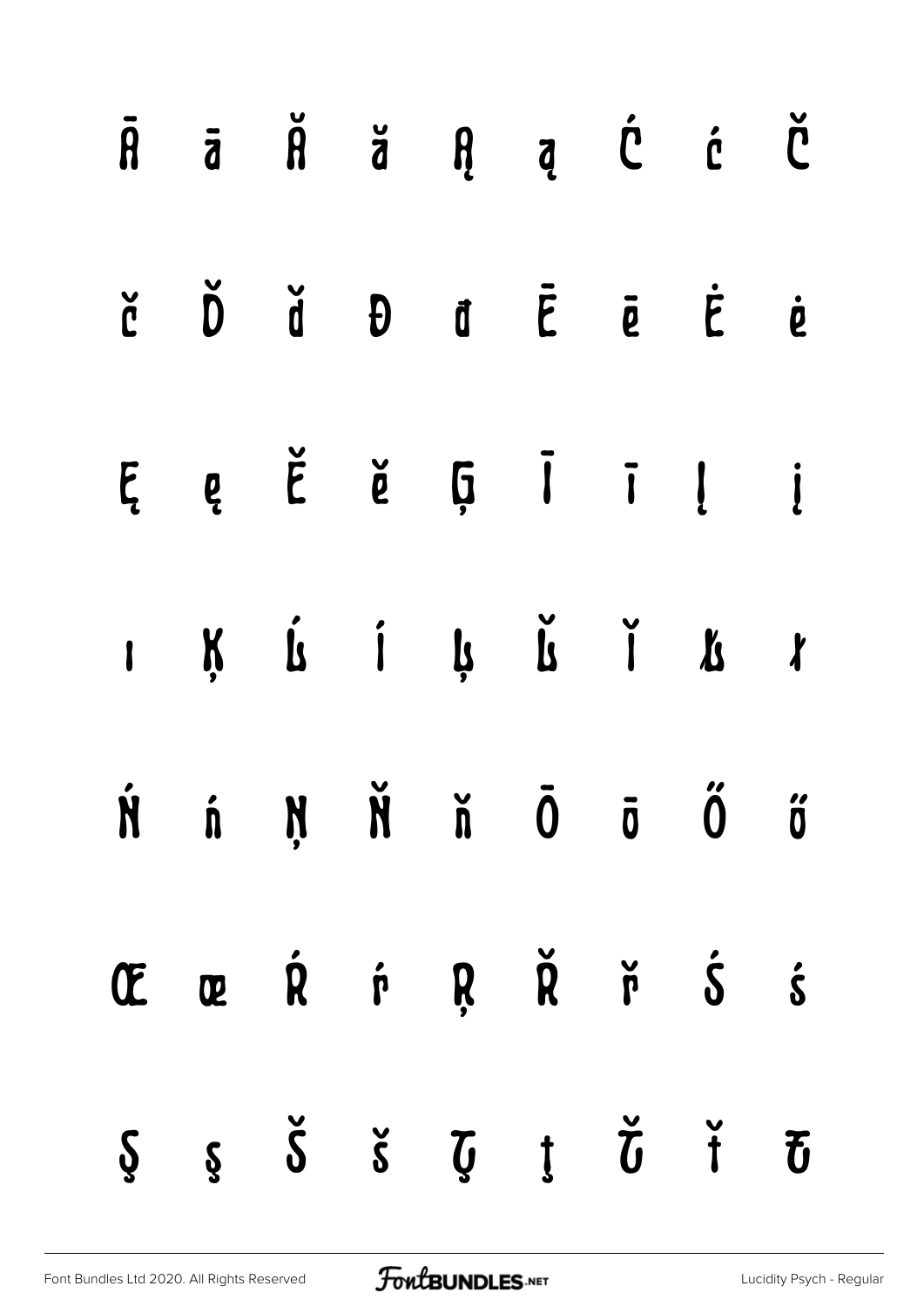Ā ā Ă ă Ą ą Ć ć Č

č Ď ď Đ đ Ē ē Ė ė

Ę ę Ě ě Ģ Ī ī Į į

ı Ķ Ĺ ĺ Ļ Ľ ľ Ł ł

Ń ń Ņ Ň ň Ō ō Ő ő

Œ œ Ŕ ŕ Ŗ Ř ř Ś ś

Ş ş Š š Ţ ţ Ť ť Ŧ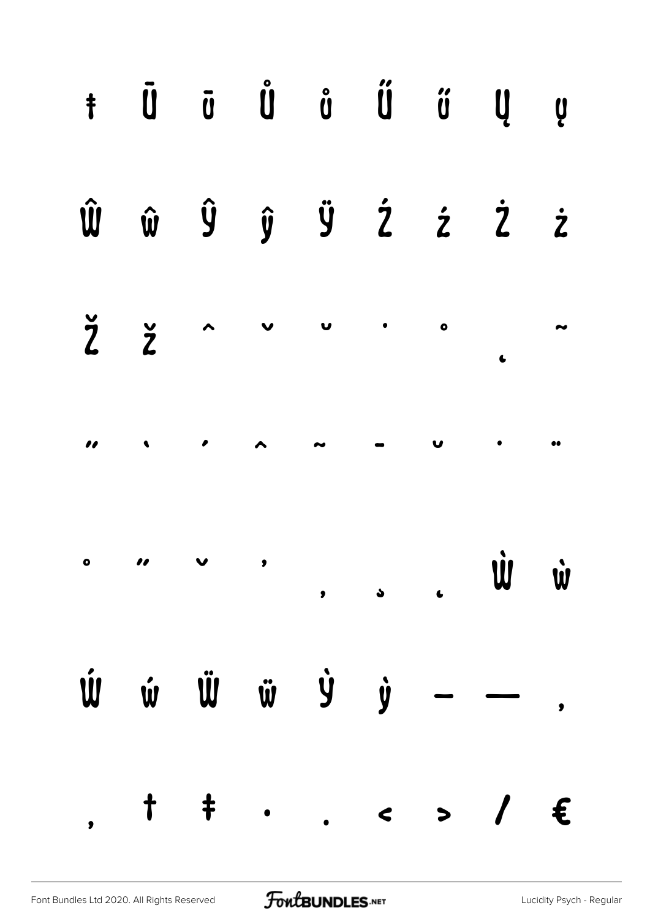ŧ Ū ū Ů ů Ű ű Ų ų

Ŵ ŵ Ŷ ŷ Ÿ Ź ź Ż ż

Ž ž ˆ ˇ ˘ ˙ ˚ ˛ ˜

˝ ̀ ́ ̂ ̃ ̄ ̆ ̇ ̈

̊ ̋ ̌ ̒ ̦ ̧ ̨ Ẁ ẁ

Ẃ ẃ Ẅ ẅ Ỳ ỳ – — ‚

„ † ‡ • … ‹ › ⁄ €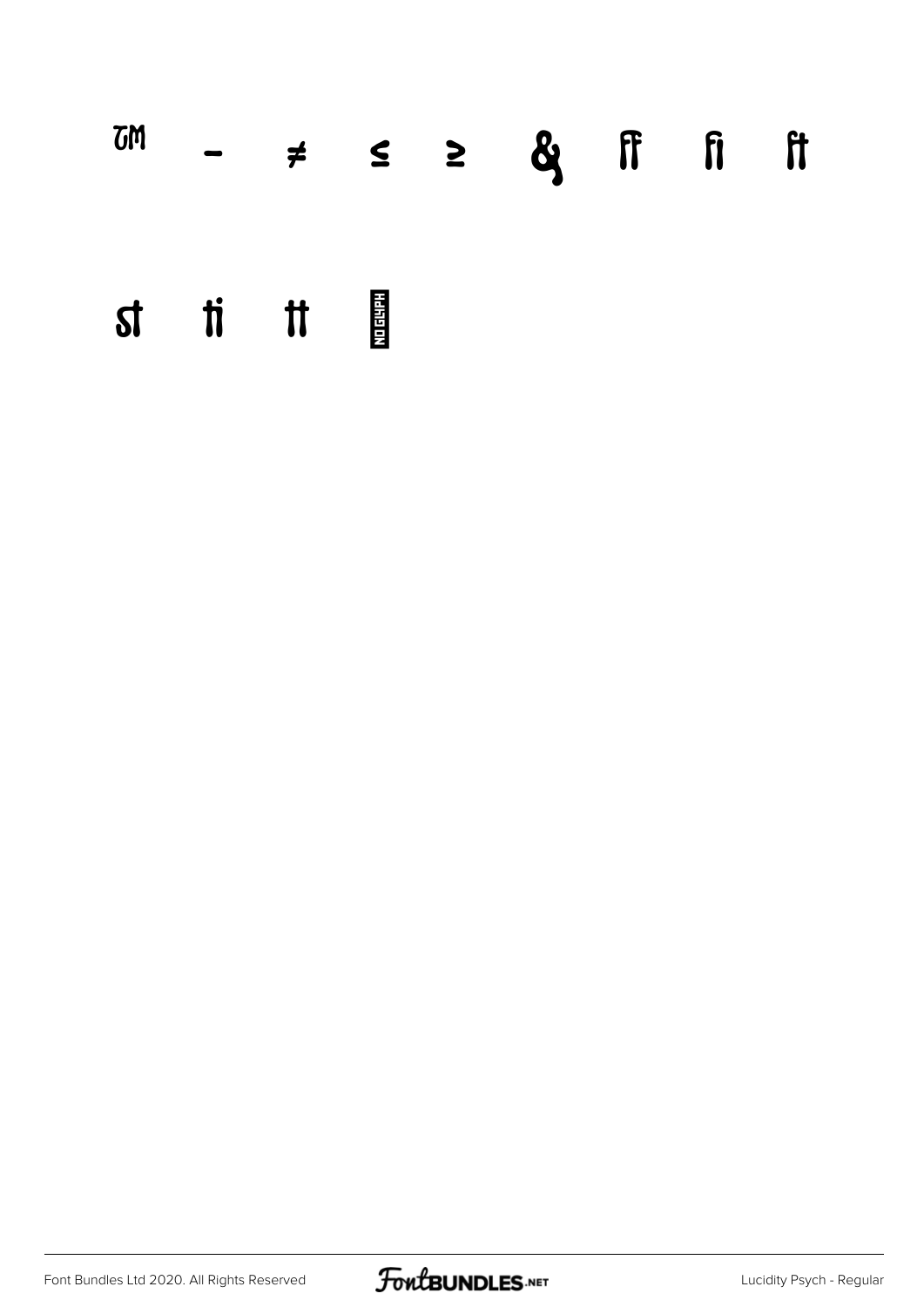™ – ≠ ≤ ≥ & ff fi ft

st ti tt NO GLYPH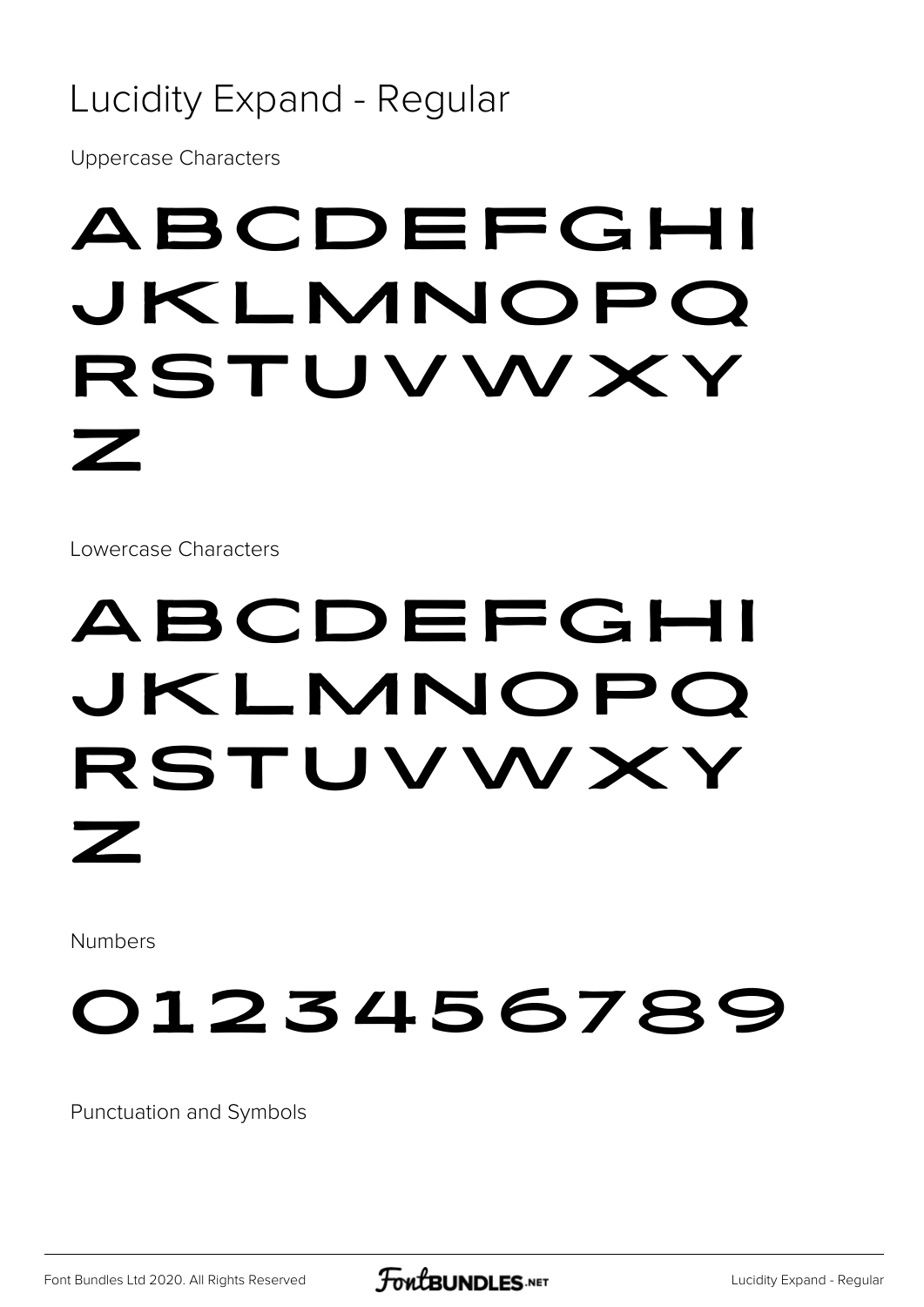# Lucidity Expand - Regular

Uppercase Characters

ABCDEFGHI
JKLMNOPQ
RSTUVWXY
Z

Lowercase Characters

ABCDEFGHI
JKLMNOPQ
RSTUVWXY
Z

Numbers

0123456789

Punctuation and Symbols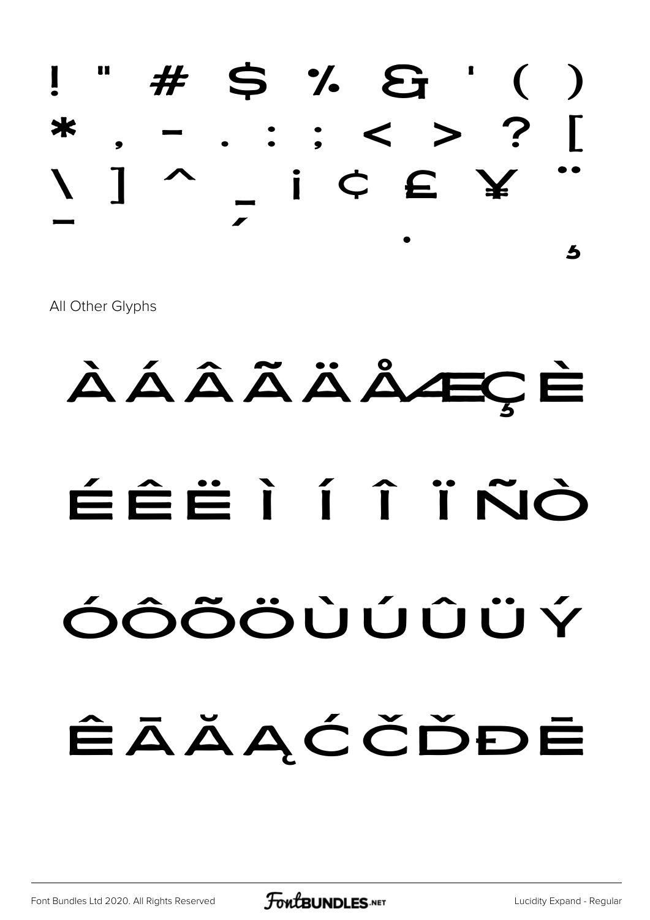! " # $ % & ' ( )
* , - . : ; < > ? [
\ ] ^ _ ¡ ¢ £ ¥ ¨
¯ ´ · ¸

All Other Glyphs

À Á Â Ã Ä Å Æ Ç È

É Ê Ë Ì Í Î Ï Ñ Ò

Ó Ô Õ Ö Ù Ú Û Ü Ý

Ê Ā Ă Ą Ć Č Ď Đ Ē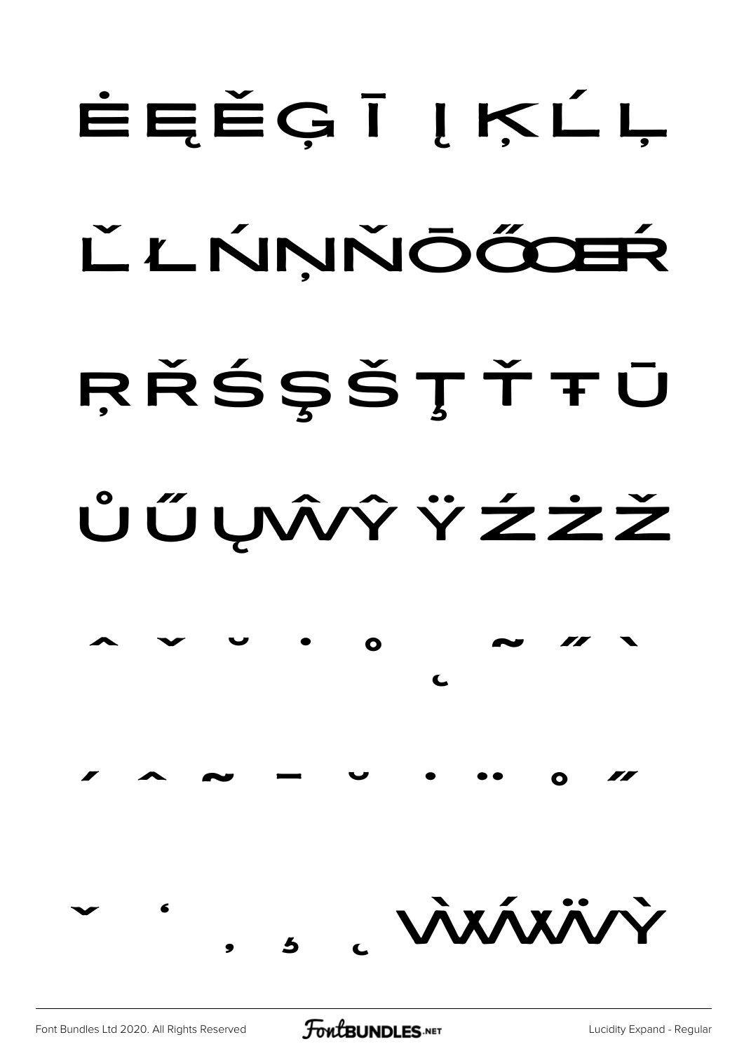Ė Ę Ě Ģ Ī Į Ķ Ĺ Ļ

Ľ Ł Ń Ņ Ň Ō Ő Œ Ŕ

Ŗ Ř Ś Ş Š Ţ Ť Ŧ Ū

Ů Ű Ų Ŵ Ŷ Ÿ Ź Ż Ž

ˆ ˇ ˘ ˙ ˚ ˛ ˜ ˝ ˋ

ˊ ˆ ˜ ˉ ˘ ˙ ¨ ˚ ˝

ˇ ʻ , ̦ ̧ ̨ Ẁ Ẃ Ẅ Ỳ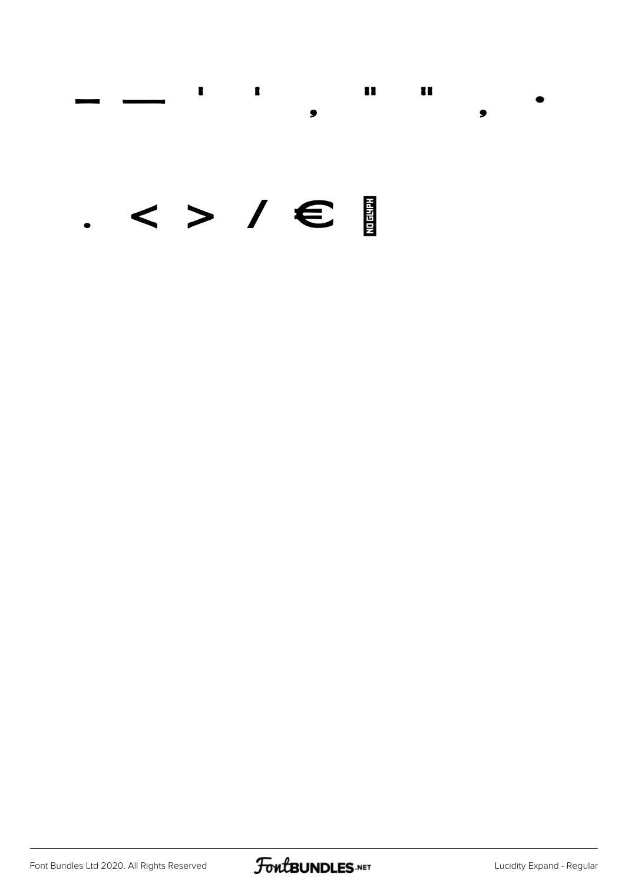– — ' ' , " " , •

. < > / € NO GLYPH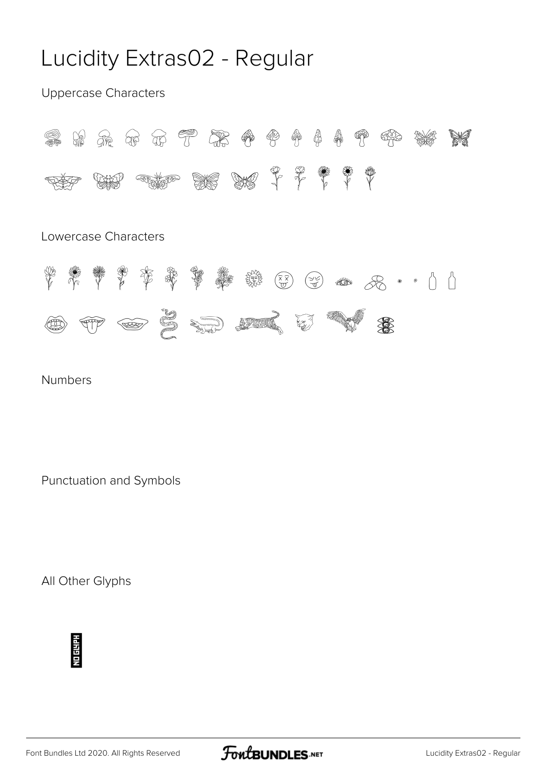# Lucidity Extras02 - Regular

Uppercase Characters

Lowercase Characters

Numbers

Punctuation and Symbols

All Other Glyphs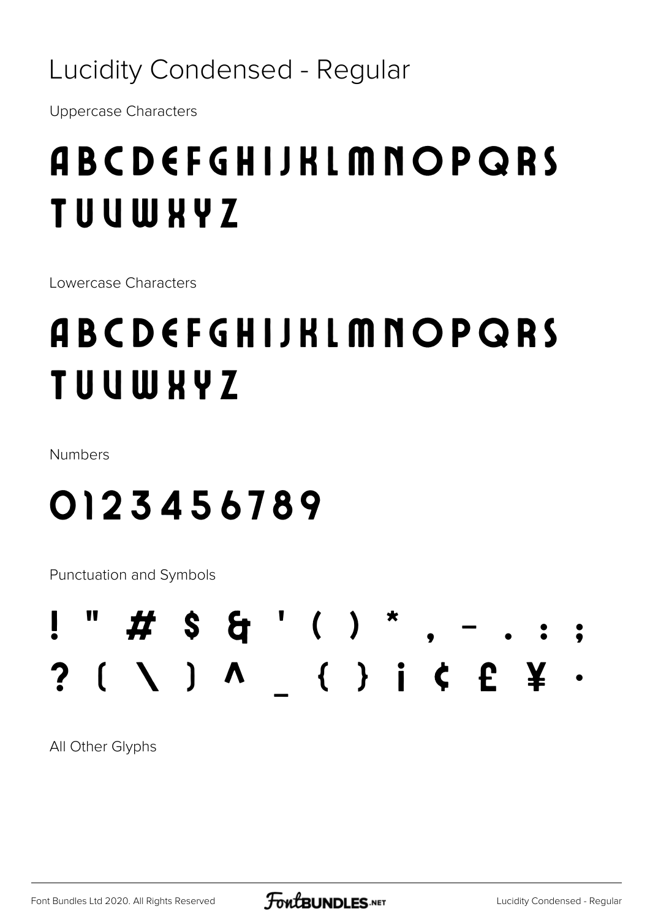# Lucidity Condensed - Regular

Uppercase Characters

## ABCDEFGHIJKLMNOPQRS TUVWXYZ

Lowercase Characters

## ABCDEFGHIJKLMNOPQRS TUVWXYZ

Numbers

## 0123456789

Punctuation and Symbols

## ! " # $ & ' ( ) * , - . : ; ? [ \ ] ^ _ { } ¡ ¢ £ ¥ ·

All Other Glyphs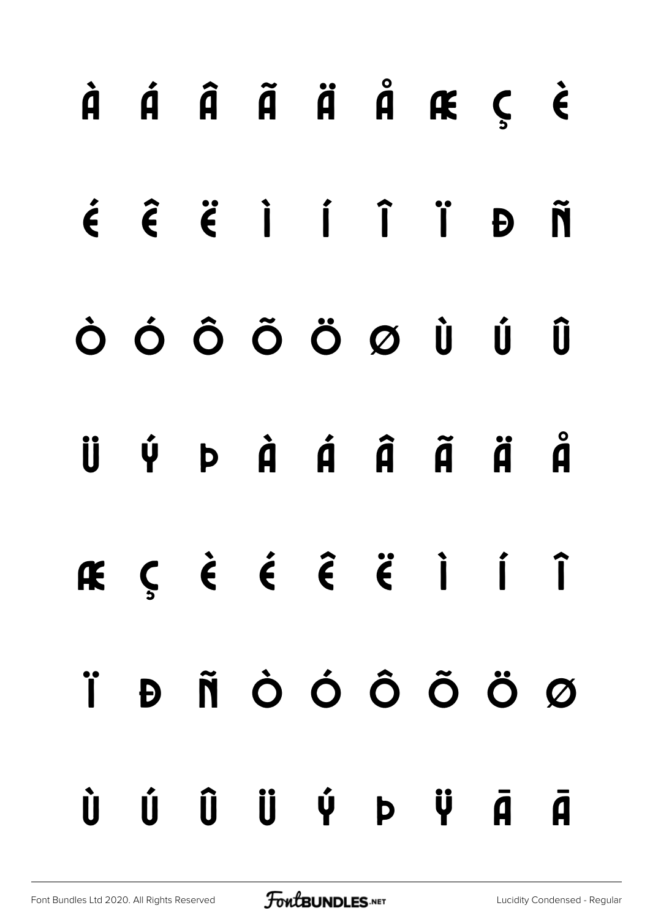À Á Â Ã Ä Å Æ Ç È

É Ê Ë Ì Í Î Ï Ð Ñ

Ò Ó Ô Õ Ö Ø Ù Ú Û

Ü Ý Þ à á â ã ä å

æ ç è é ê ë ì í î

ï ð ñ ò ó ô õ ö ø

ù ú û ü ý þ ÿ Ā ā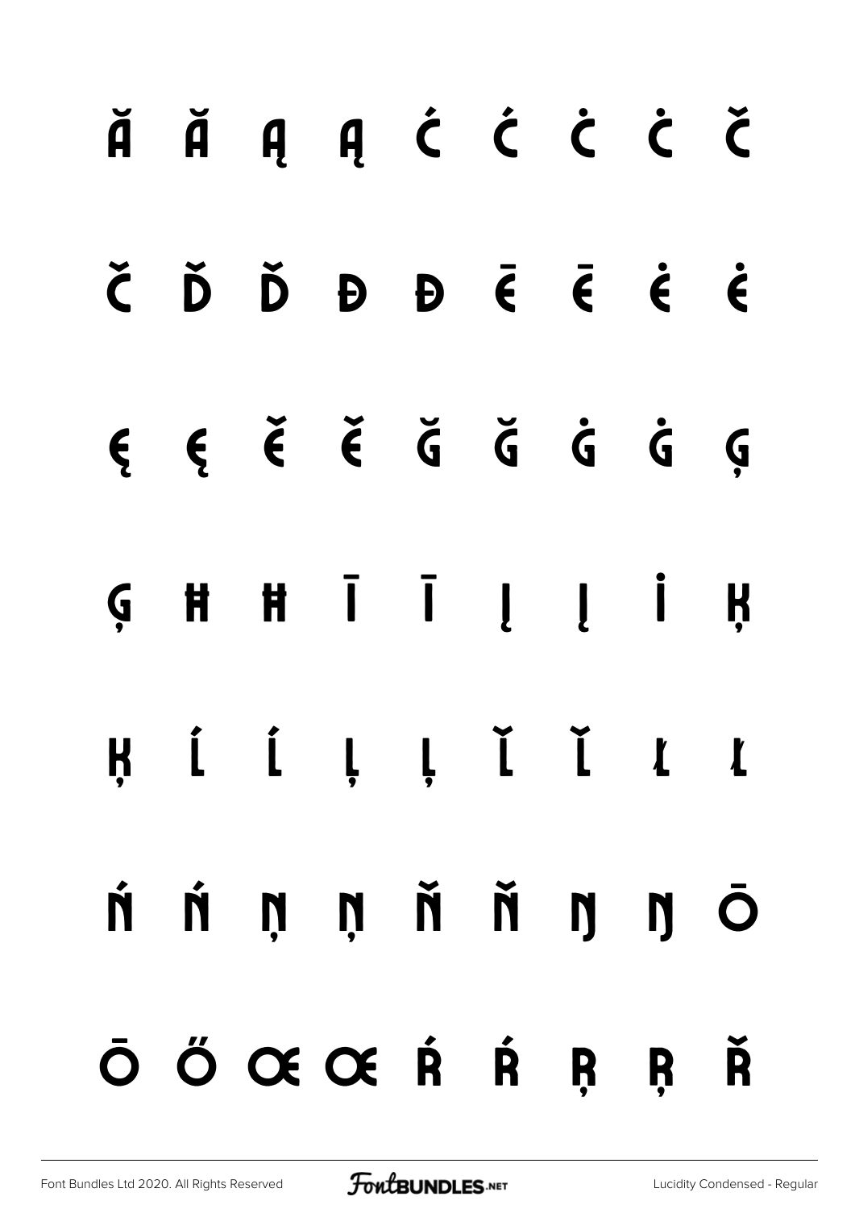Ă Ă Ą Ą Ć Ć Ċ Ċ Č

Č Ď Ď Đ Đ Ē Ē Ė Ė

Ę Ę Ě Ě Ğ Ğ Ġ Ġ Ģ

Ģ Ħ Ħ Ī Ī Į Į İ Ķ

Ķ Ĺ Ĺ Ļ Ļ Ľ Ľ Ł Ł

Ń Ń Ņ Ņ Ň Ň Ŋ Ŋ Ō

Ō Ő Œ Œ Ŕ Ŕ Ŗ Ŗ Ř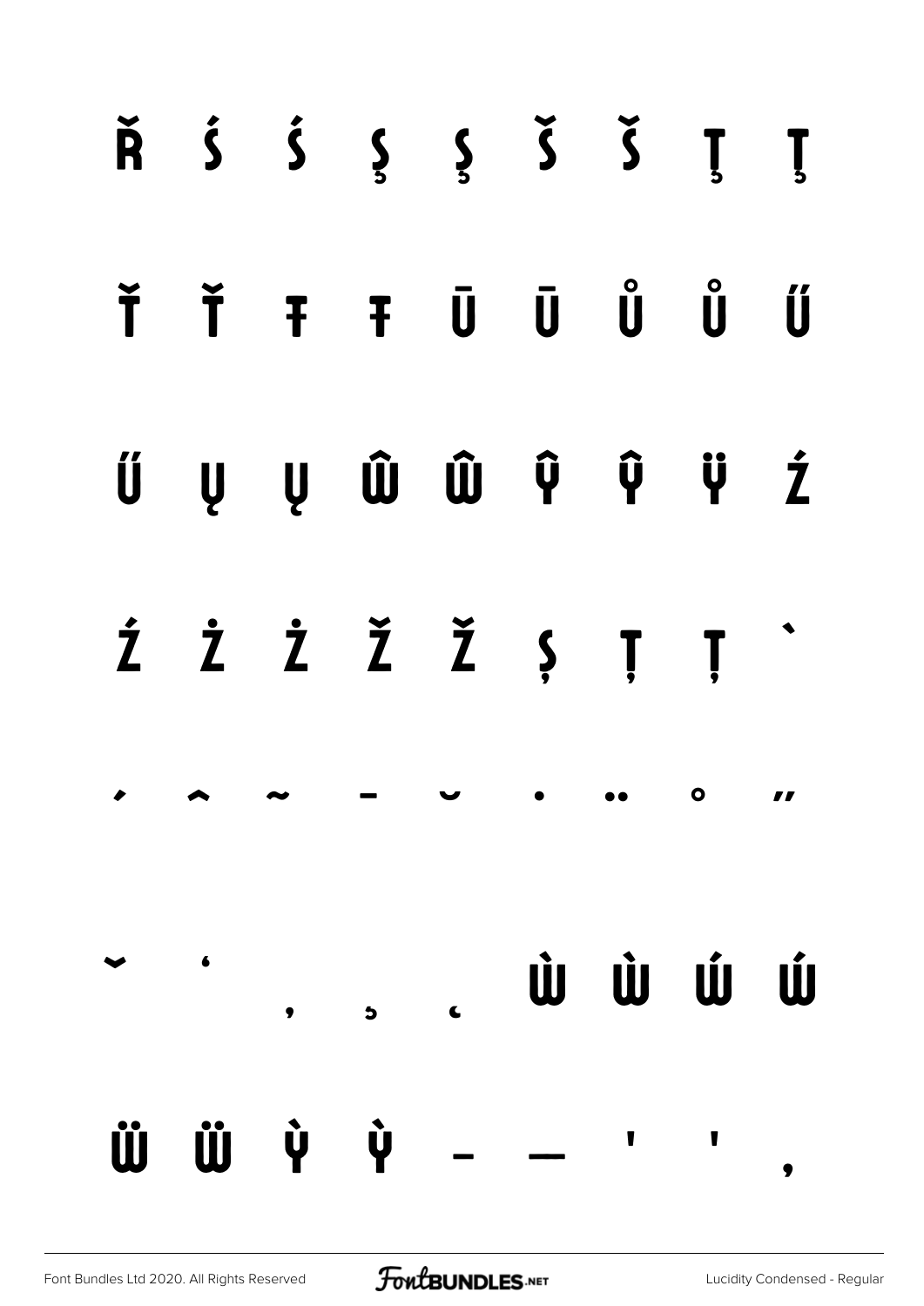Ř Ś ś Ş ş Š š Ţ ţ

Ť ť Ŧ ŧ Ū ū Ů ů Ű

ű Ų ų Ŵ ŵ Ŷ ŷ Ÿ Ź

ź Ż ż Ž ž Ș Ț ț ˋ

ˊ ˆ ˜ ˉ ˘ ˙ ¨ ˚ ˝

ˇ ʻ ̦ ̧ ̨ Ẁ ẁ Ẃ ẃ

Ẅ ẅ Ỳ ỳ – — ' ' ,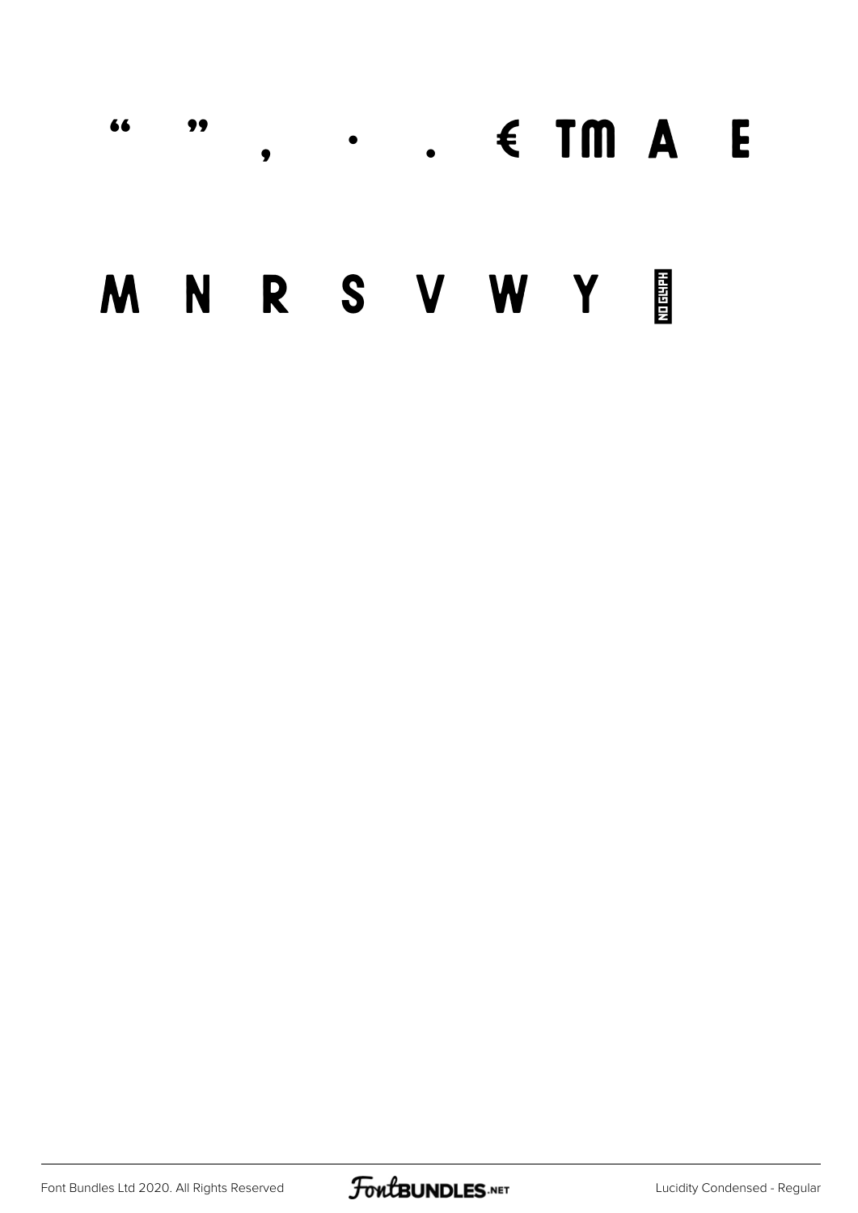“ ” , · . € TM A E

M N R S V W Y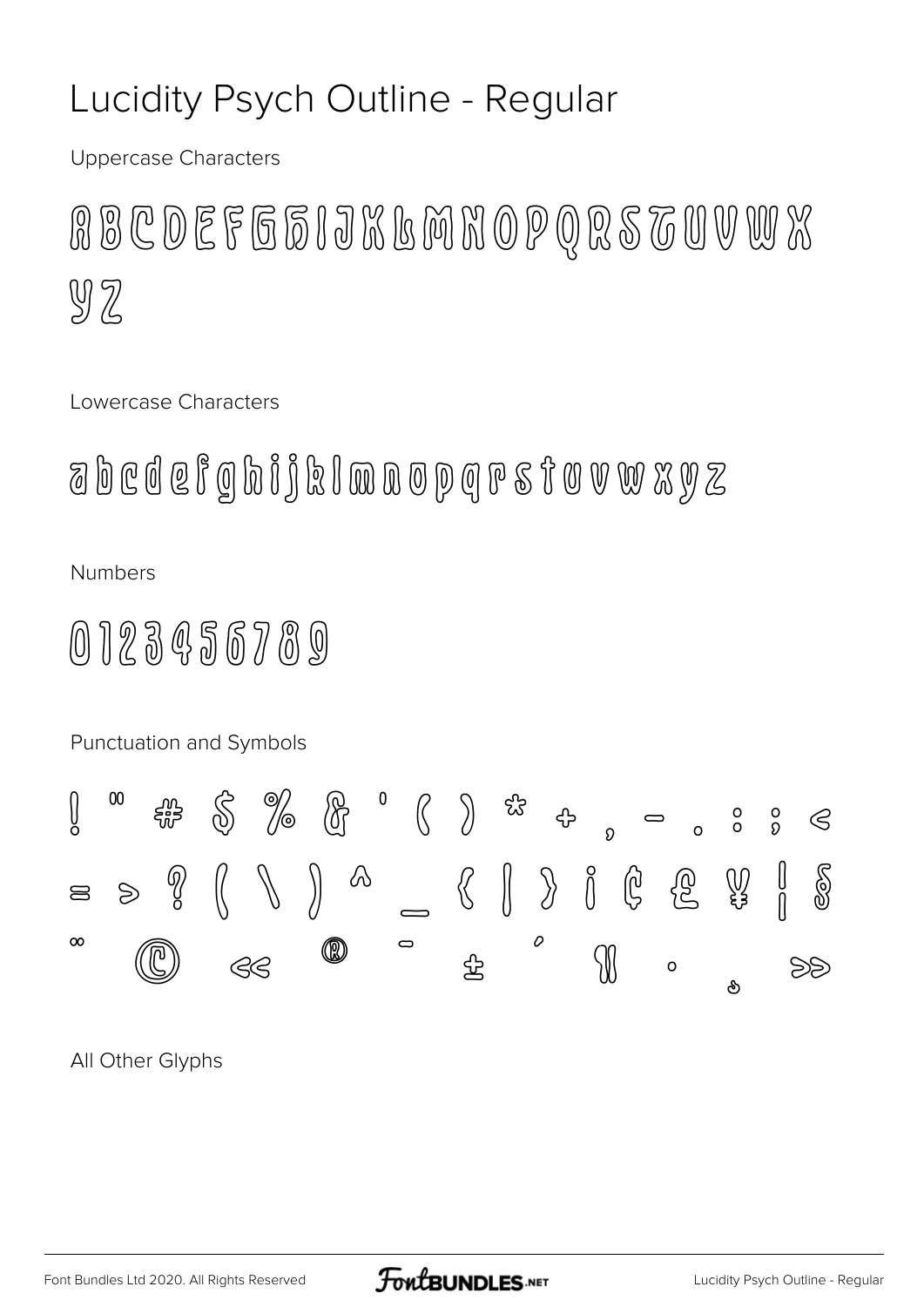# Lucidity Psych Outline - Regular

Uppercase Characters

A B C D E F G H I J K L M N O P Q R S T U V W X Y Z

Lowercase Characters

a b c d e f g h i j k l m n o p q r s t u v w x y z

Numbers

0 1 2 3 4 5 6 7 8 9

Punctuation and Symbols

! " # $ % & ' ( ) * + , - . : ; < = > ? [ \ ] ^ _ { | } ¡ ¢ £ ¥ ¦ § ¨ © « ® ¯ ± ´ ¶ · ¸ »

All Other Glyphs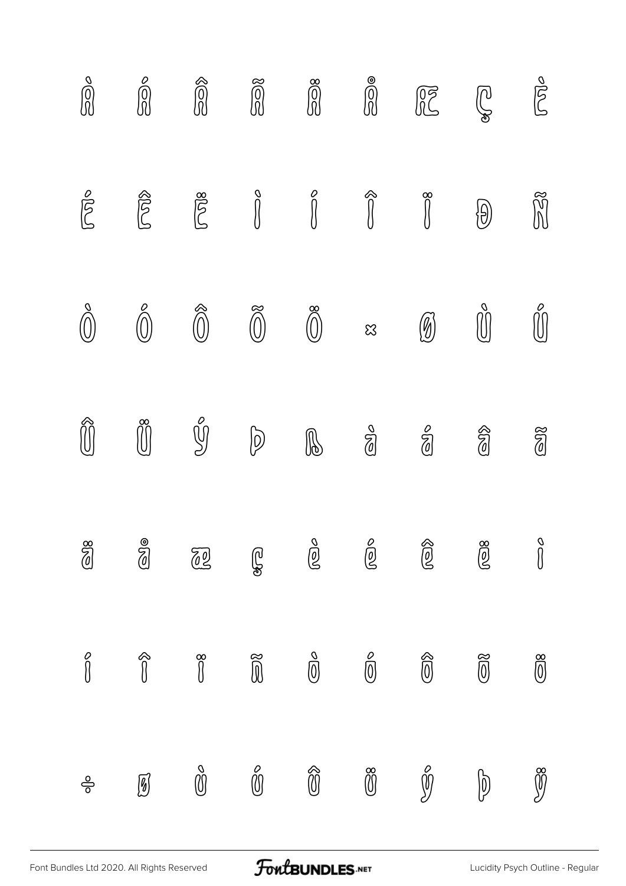À Á Â Ã Ä Å Æ Ç È

É Ê Ë Ì Í Î Ï Ð Ñ

Ò Ó Ô Õ Ö × Ø Ù Ú

Û Ü Ý Þ ß à á â ã

ä å æ ç è é ê ë ì

í î ï ñ ò ó ô õ ö

÷ ø ù ú û ü ý þ ÿ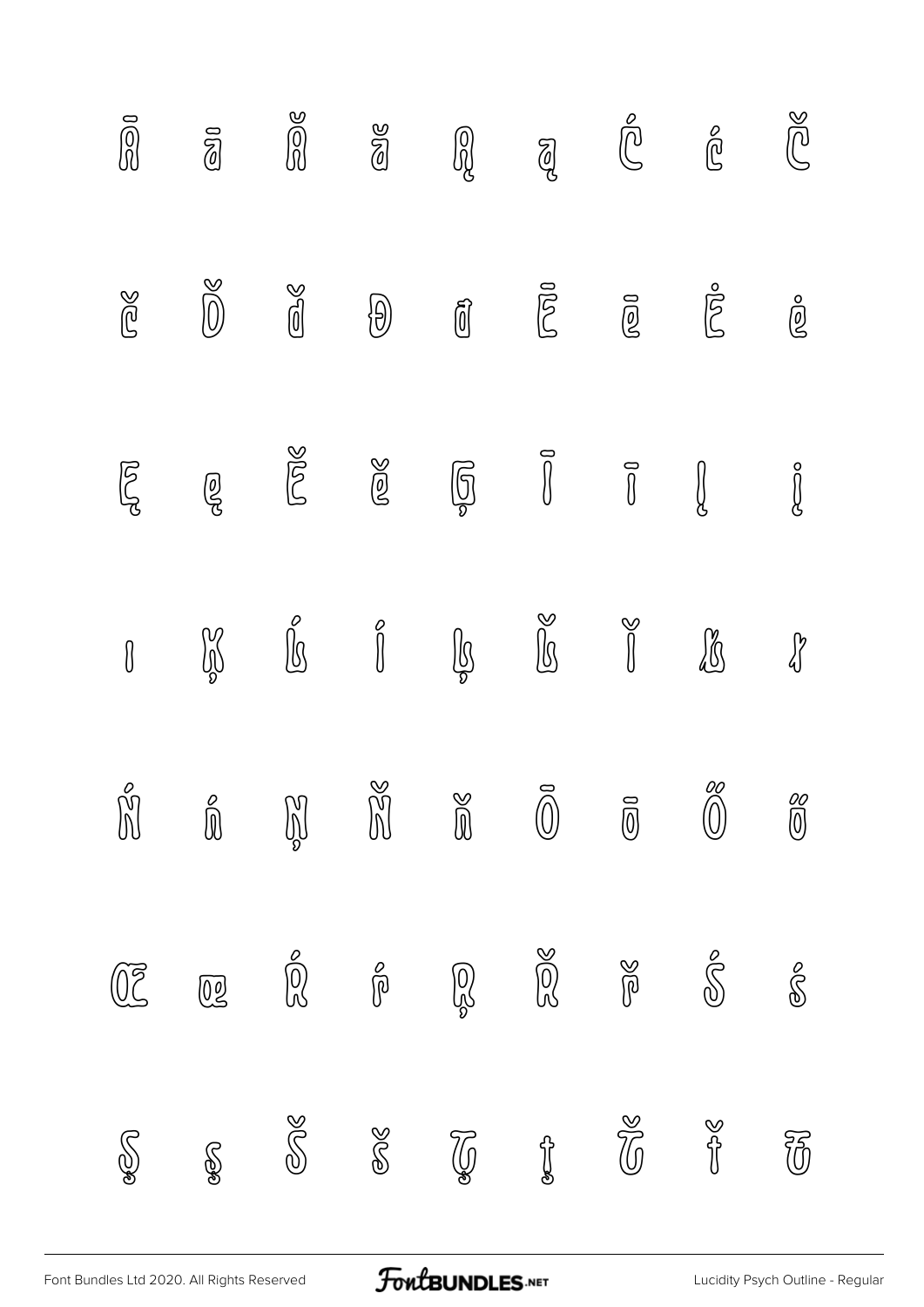Ā ā Ă ă Ą ą Ć ć Č

č Ď ď Đ đ Ē ē Ė ė

Ę ę Ě ě Ģ Ī ī Į į

ı Ķ Ĺ ĺ Ļ Ľ ľ Ŀ ŀ

Ń ń Ņ Ň ň Ō ō Ő ő

Œ œ Ŕ ŕ Ŗ Ř ř Ś ś

Ş ş Š š Ţ ţ Ť ť Ŧ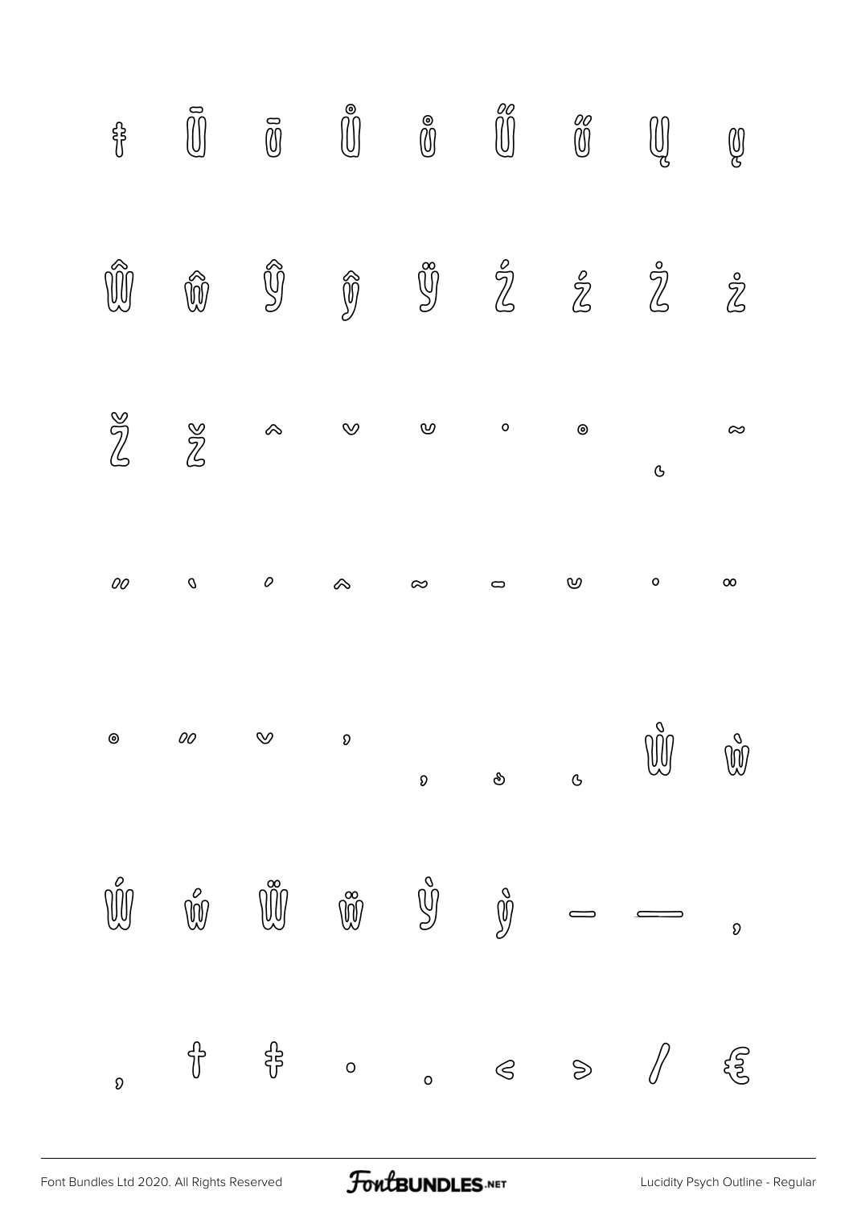ŧ Ū ū Ů ů Ű ű Ų ų

Ŵ ŵ Ŷ ŷ Ÿ Ź ź Ż ż

Ž ž ˆ ˇ ˘ ˙ ˚ ˛ ˜

˝ ̀ ́ ̂ ̃ ̄ ̆ ̇ ̈

̊ ̋ ̌ ̒ ̦ ̧ ̨ Ẁ ẁ

Ẃ ẃ Ẅ ẅ Ỳ ỳ – — ‚

„ † ‡ • … ‹ › ⁄ €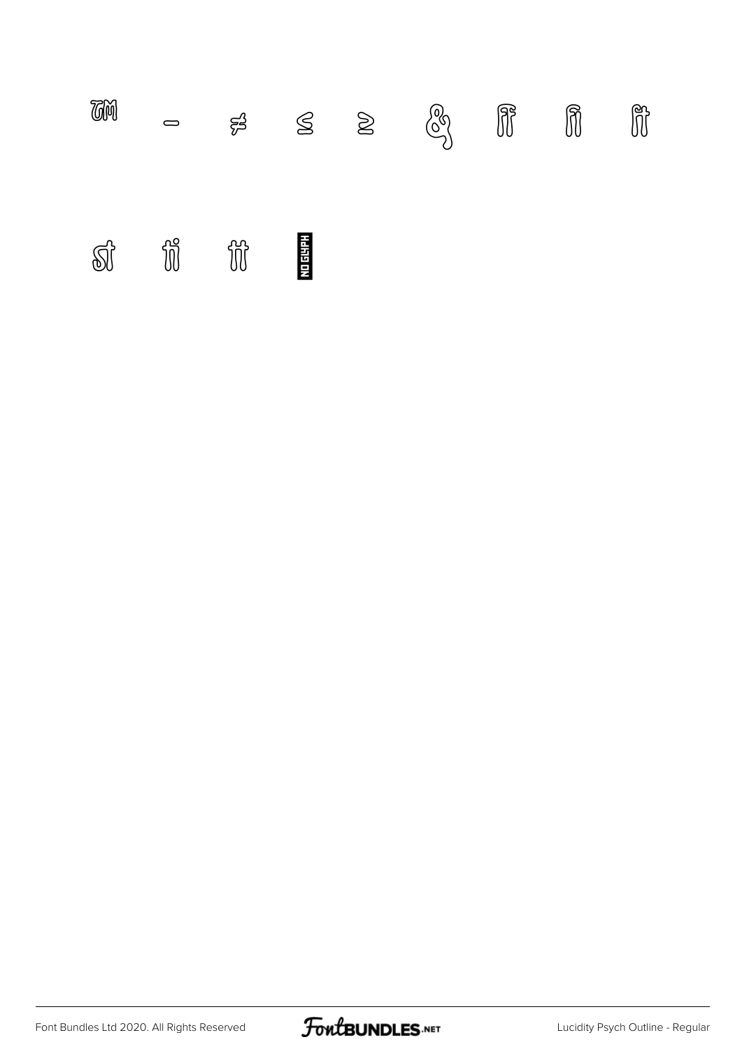™ – ≠ ≤ ≥ & ff fi ft

st ti tt NO GLYPH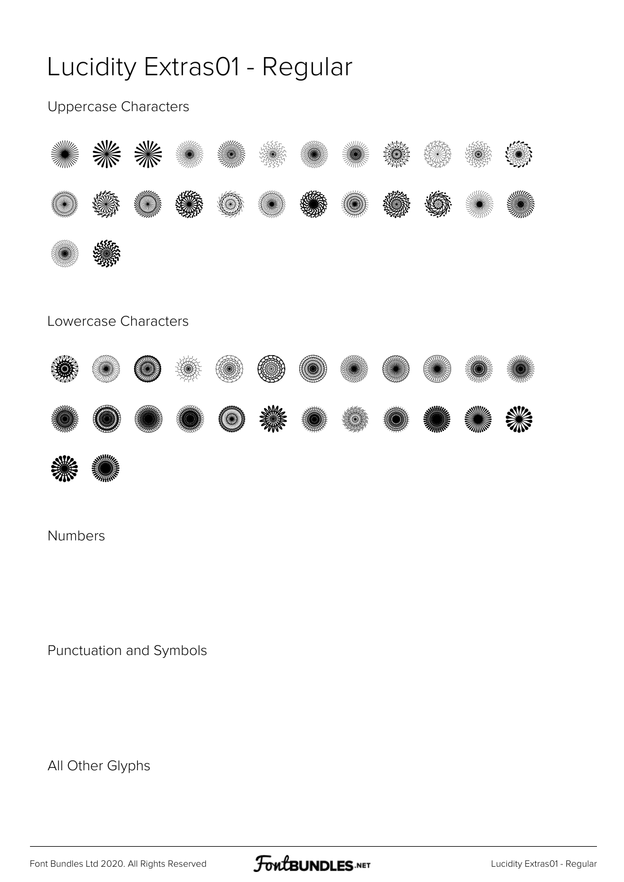# Lucidity Extras01 - Regular

Uppercase Characters

Lowercase Characters

Numbers

Punctuation and Symbols

All Other Glyphs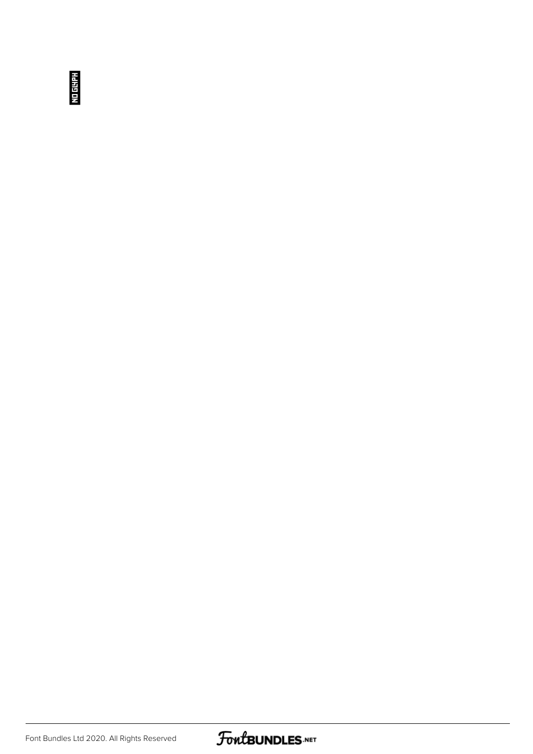NO GLYPH